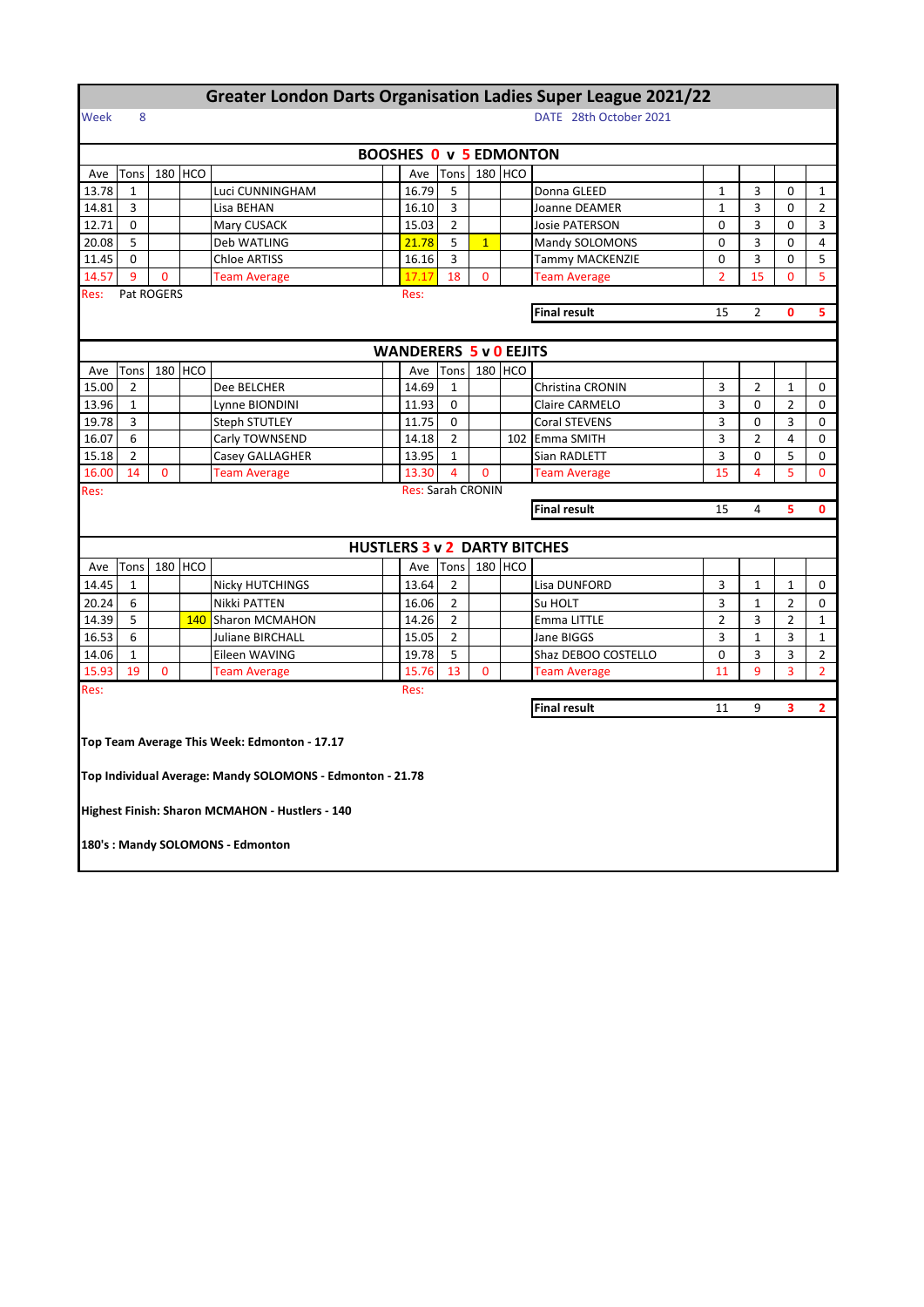# Greater London Darts Organisation Ladies Super League 2021/22

Week 8

DATE 28th October 2021

## BOOSHES 0 v 5 EDMONTON

| Ave | Tons | 180 | HCO | | Ave | Tons | 180 | HCO | | | | | |
|---|---|---|---|---|---|---|---|---|---|---|---|---|---|
| 13.78 | 1 | | | Luci CUNNINGHAM | 16.79 | 5 | | | Donna GLEED | 1 | 3 | 0 | 1 |
| 14.81 | 3 | | | Lisa BEHAN | 16.10 | 3 | | | Joanne DEAMER | 1 | 3 | 0 | 2 |
| 12.71 | 0 | | | Mary CUSACK | 15.03 | 2 | | | Josie PATERSON | 0 | 3 | 0 | 3 |
| 20.08 | 5 | | | Deb WATLING | 21.78 | 5 | 1 | | Mandy SOLOMONS | 0 | 3 | 0 | 4 |
| 11.45 | 0 | | | Chloe ARTISS | 16.16 | 3 | | | Tammy MACKENZIE | 0 | 3 | 0 | 5 |
| 14.57 | 9 | 0 | | Team Average | 17.17 | 18 | 0 | | Team Average | 2 | 15 | 0 | 5 |
| Res: | Pat ROGERS | | | | Res: | | | | | | | | |
| | | | | | | | | | Final result | 15 | 2 | 0 | 5 |

## WANDERERS 5 v 0 EEJITS

| Ave | Tons | 180 | HCO | | Ave | Tons | 180 | HCO | | | | | |
|---|---|---|---|---|---|---|---|---|---|---|---|---|---|
| 15.00 | 2 | | | Dee BELCHER | 14.69 | 1 | | | Christina CRONIN | 3 | 2 | 1 | 0 |
| 13.96 | 1 | | | Lynne BIONDINI | 11.93 | 0 | | | Claire CARMELO | 3 | 0 | 2 | 0 |
| 19.78 | 3 | | | Steph STUTLEY | 11.75 | 0 | | | Coral STEVENS | 3 | 0 | 3 | 0 |
| 16.07 | 6 | | | Carly TOWNSEND | 14.18 | 2 | | 102 | Emma SMITH | 3 | 2 | 4 | 0 |
| 15.18 | 2 | | | Casey GALLAGHER | 13.95 | 1 | | | Sian RADLETT | 3 | 0 | 5 | 0 |
| 16.00 | 14 | 0 | | Team Average | 13.30 | 4 | 0 | | Team Average | 15 | 4 | 5 | 0 |
| Res: | | | | | Res: Sarah CRONIN | | | | | | | | |
| | | | | | | | | | Final result | 15 | 4 | 5 | 0 |

## HUSTLERS 3 v 2 DARTY BITCHES

| Ave | Tons | 180 | HCO | | Ave | Tons | 180 | HCO | | | | | |
|---|---|---|---|---|---|---|---|---|---|---|---|---|---|
| 14.45 | 1 | | | Nicky HUTCHINGS | 13.64 | 2 | | | Lisa DUNFORD | 3 | 1 | 1 | 0 |
| 20.24 | 6 | | | Nikki PATTEN | 16.06 | 2 | | | Su HOLT | 3 | 1 | 2 | 0 |
| 14.39 | 5 | | 140 | Sharon MCMAHON | 14.26 | 2 | | | Emma LITTLE | 2 | 3 | 2 | 1 |
| 16.53 | 6 | | | Juliane BIRCHALL | 15.05 | 2 | | | Jane BIGGS | 3 | 1 | 3 | 1 |
| 14.06 | 1 | | | Eileen WAVING | 19.78 | 5 | | | Shaz DEBOO COSTELLO | 0 | 3 | 3 | 2 |
| 15.93 | 19 | 0 | | Team Average | 15.76 | 13 | 0 | | Team Average | 11 | 9 | 3 | 2 |
| Res: | | | | | Res: | | | | | | | | |
| | | | | | | | | | Final result | 11 | 9 | 3 | 2 |

**Top Team Average This Week: Edmonton - 17.17**

**Top Individual Average: Mandy SOLOMONS - Edmonton - 21.78**

**Highest Finish: Sharon MCMAHON - Hustlers - 140**

**180's : Mandy SOLOMONS - Edmonton**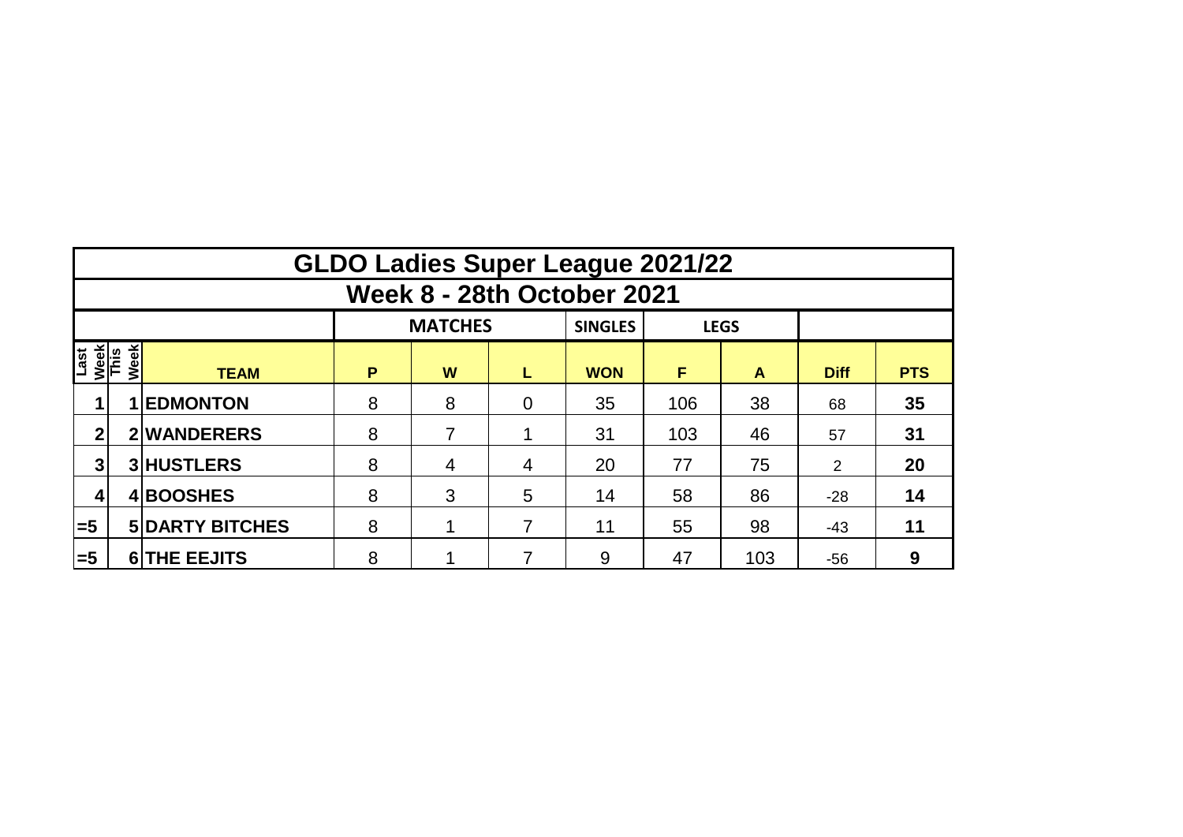# GLDO Ladies Super League 2021/22

## Week 8 - 28th October 2021

| | | | MATCHES | | | SINGLES | LEGS | | | |
|---|---|---|---|---|---|---|---|---|---|---|
| Last Week | This Week | TEAM | P | W | L | WON | F | A | Diff | PTS |
| 1 | 1 | EDMONTON | 8 | 8 | 0 | 35 | 106 | 38 | 68 | 35 |
| 2 | 2 | WANDERERS | 8 | 7 | 1 | 31 | 103 | 46 | 57 | 31 |
| 3 | 3 | HUSTLERS | 8 | 4 | 4 | 20 | 77 | 75 | 2 | 20 |
| 4 | 4 | BOOSHES | 8 | 3 | 5 | 14 | 58 | 86 | -28 | 14 |
| =5 | 5 | DARTY BITCHES | 8 | 1 | 7 | 11 | 55 | 98 | -43 | 11 |
| =5 | 6 | THE EEJITS | 8 | 1 | 7 | 9 | 47 | 103 | -56 | 9 |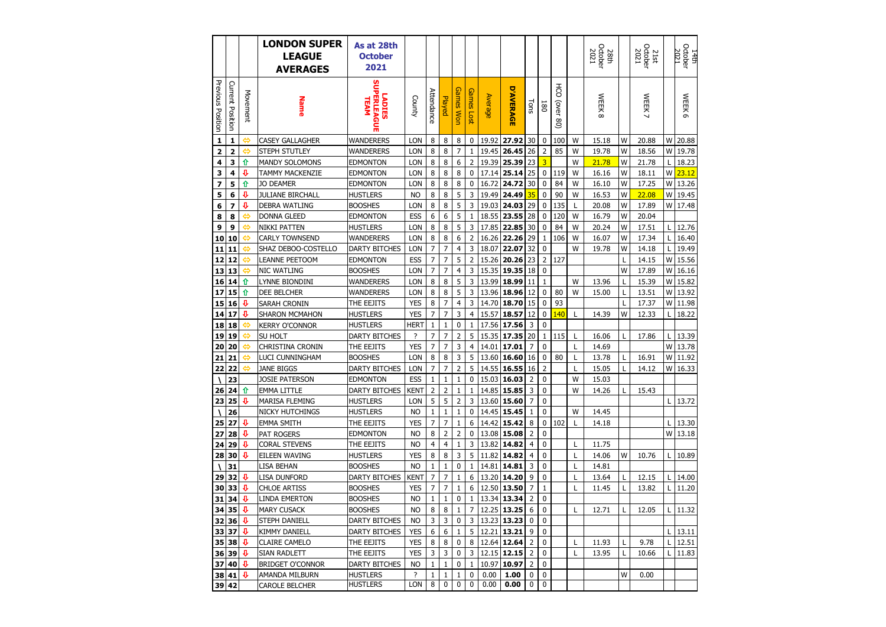| | | | LONDON SUPER LEAGUE AVERAGES | As at 28th October 2021 | | | | | | | | | | | | 28th October 2021 | | 21st October 2021 | | 14th October 2021 |
|---|---|---|---|---|---|---|---|---|---|---|---|---|---|---|---|---|---|---|---|---|
| Previous Position | Current Position | Movement | Name | LADIES SUPERLEAGUE TEAM | County | Attendance | Played | Games Won | Games Lost | Average | D'AVERAGE | Tons | 180 | HCO (over 80) | | WEEK 8 | | WEEK 7 | | WEEK 6 |
| 1 | 1 | ⇔ | CASEY GALLAGHER | WANDERERS | LON | 8 | 8 | 8 | 0 | 19.92 | 27.92 | 30 | 0 | 100 | W | 15.18 | W | 20.88 | W | 20.88 |
| 2 | 2 | ⇔ | STEPH STUTLEY | WANDERERS | LON | 8 | 8 | 7 | 1 | 19.45 | 26.45 | 26 | 2 | 85 | W | 19.78 | W | 18.56 | W | 19.78 |
| 4 | 3 | ⇧ | MANDY SOLOMONS | EDMONTON | LON | 8 | 8 | 6 | 2 | 19.39 | 25.39 | 23 | 3 | | W | 21.78 | W | 21.78 | L | 18.23 |
| 3 | 4 | ⇩ | TAMMY MACKENZIE | EDMONTON | LON | 8 | 8 | 8 | 0 | 17.14 | 25.14 | 25 | 0 | 119 | W | 16.16 | W | 18.11 | W | 23.12 |
| 7 | 5 | ⇧ | JO DEAMER | EDMONTON | LON | 8 | 8 | 8 | 0 | 16.72 | 24.72 | 30 | 0 | 84 | W | 16.10 | W | 17.25 | W | 13.26 |
| 5 | 6 | ⇩ | JULIANE BIRCHALL | HUSTLERS | NO | 8 | 8 | 5 | 3 | 19.49 | 24.49 | 35 | 0 | 90 | W | 16.53 | W | 22.08 | W | 19.45 |
| 6 | 7 | ⇩ | DEBRA WATLING | BOOSHES | LON | 8 | 8 | 5 | 3 | 19.03 | 24.03 | 29 | 0 | 135 | L | 20.08 | W | 17.89 | W | 17.48 |
| 8 | 8 | ⇔ | DONNA GLEED | EDMONTON | ESS | 6 | 6 | 5 | 1 | 18.55 | 23.55 | 28 | 0 | 120 | W | 16.79 | W | 20.04 | | |
| 9 | 9 | ⇔ | NIKKI PATTEN | HUSTLERS | LON | 8 | 8 | 5 | 3 | 17.85 | 22.85 | 30 | 0 | 84 | W | 20.24 | W | 17.51 | L | 12.76 |
| 10 | 10 | ⇔ | CARLY TOWNSEND | WANDERERS | LON | 8 | 8 | 6 | 2 | 16.26 | 22.26 | 29 | 1 | 106 | W | 16.07 | W | 17.34 | L | 16.40 |
| 11 | 11 | ⇔ | SHAZ DEBOO-COSTELLO | DARTY BITCHES | LON | 7 | 7 | 4 | 3 | 18.07 | 22.07 | 32 | 0 | | W | 19.78 | W | 14.18 | L | 19.49 |
| 12 | 12 | ⇔ | LEANNE PEETOOM | EDMONTON | ESS | 7 | 7 | 5 | 2 | 15.26 | 20.26 | 23 | 2 | 127 | | | L | 14.15 | W | 15.56 |
| 13 | 13 | ⇔ | NIC WATLING | BOOSHES | LON | 7 | 7 | 4 | 3 | 15.35 | 19.35 | 18 | 0 | | | | W | 17.89 | W | 16.16 |
| 16 | 14 | ⇧ | LYNNE BIONDINI | WANDERERS | LON | 8 | 8 | 5 | 3 | 13.99 | 18.99 | 11 | 1 | | W | 13.96 | L | 15.39 | W | 15.82 |
| 17 | 15 | ⇧ | DEE BELCHER | WANDERERS | LON | 8 | 8 | 5 | 3 | 13.96 | 18.96 | 12 | 0 | 80 | W | 15.00 | L | 13.51 | W | 13.92 |
| 15 | 16 | ⇩ | SARAH CRONIN | THE EEJITS | YES | 8 | 7 | 4 | 3 | 14.70 | 18.70 | 15 | 0 | 93 | | | L | 17.37 | W | 11.98 |
| 14 | 17 | ⇩ | SHARON MCMAHON | HUSTLERS | YES | 7 | 7 | 3 | 4 | 15.57 | 18.57 | 12 | 0 | 140 | L | 14.39 | W | 12.33 | L | 18.22 |
| 18 | 18 | ⇔ | KERRY O'CONNOR | HUSTLERS | HERT | 1 | 1 | 0 | 1 | 17.56 | 17.56 | 3 | 0 | | | | | | | |
| 19 | 19 | ⇔ | SU HOLT | DARTY BITCHES | ? | 7 | 7 | 2 | 5 | 15.35 | 17.35 | 20 | 1 | 115 | L | 16.06 | L | 17.86 | L | 13.39 |
| 20 | 20 | ⇔ | CHRISTINA CRONIN | THE EEJITS | YES | 7 | 7 | 3 | 4 | 14.01 | 17.01 | 7 | 0 | | L | 14.69 | | | W | 13.78 |
| 21 | 21 | ⇔ | LUCI CUNNINGHAM | BOOSHES | LON | 8 | 8 | 3 | 5 | 13.60 | 16.60 | 16 | 0 | 80 | L | 13.78 | L | 16.91 | W | 11.92 |
| 22 | 22 | ⇔ | JANE BIGGS | DARTY BITCHES | LON | 7 | 7 | 2 | 5 | 14.55 | 16.55 | 16 | 2 | | L | 15.05 | L | 14.12 | W | 16.33 |
| \ | 23 | | JOSIE PATERSON | EDMONTON | ESS | 1 | 1 | 1 | 0 | 15.03 | 16.03 | 2 | 0 | | W | 15.03 | | | | |
| 26 | 24 | ⇧ | EMMA LITTLE | DARTY BITCHES | KENT | 2 | 2 | 1 | 1 | 14.85 | 15.85 | 3 | 0 | | W | 14.26 | L | 15.43 | | |
| 23 | 25 | ⇩ | MARISA FLEMING | HUSTLERS | LON | 5 | 5 | 2 | 3 | 13.60 | 15.60 | 7 | 0 | | | | | | L | 13.72 |
| \ | 26 | | NICKY HUTCHINGS | HUSTLERS | NO | 1 | 1 | 1 | 0 | 14.45 | 15.45 | 1 | 0 | | W | 14.45 | | | | |
| 25 | 27 | ⇩ | EMMA SMITH | THE EEJITS | YES | 7 | 7 | 1 | 6 | 14.42 | 15.42 | 8 | 0 | 102 | L | 14.18 | | | L | 13.30 |
| 27 | 28 | ⇩ | PAT ROGERS | EDMONTON | NO | 8 | 2 | 2 | 0 | 13.08 | 15.08 | 2 | 0 | | | | | | W | 13.18 |
| 24 | 29 | ⇩ | CORAL STEVENS | THE EEJITS | NO | 4 | 4 | 1 | 3 | 13.82 | 14.82 | 4 | 0 | | L | 11.75 | | | | |
| 28 | 30 | ⇩ | EILEEN WAVING | HUSTLERS | YES | 8 | 8 | 3 | 5 | 11.82 | 14.82 | 4 | 0 | | L | 14.06 | W | 10.76 | L | 10.89 |
| \ | 31 | | LISA BEHAN | BOOSHES | NO | 1 | 1 | 0 | 1 | 14.81 | 14.81 | 3 | 0 | | L | 14.81 | | | | |
| 29 | 32 | ⇩ | LISA DUNFORD | DARTY BITCHES | KENT | 7 | 7 | 1 | 6 | 13.20 | 14.20 | 9 | 0 | | L | 13.64 | L | 12.15 | L | 14.00 |
| 30 | 33 | ⇩ | CHLOE ARTISS | BOOSHES | YES | 7 | 7 | 1 | 6 | 12.50 | 13.50 | 7 | 1 | | L | 11.45 | L | 13.82 | L | 11.20 |
| 31 | 34 | ⇩ | LINDA EMERTON | BOOSHES | NO | 1 | 1 | 0 | 1 | 13.34 | 13.34 | 2 | 0 | | | | | | | |
| 34 | 35 | ⇩ | MARY CUSACK | BOOSHES | NO | 8 | 8 | 1 | 7 | 12.25 | 13.25 | 6 | 0 | | L | 12.71 | L | 12.05 | L | 11.32 |
| 32 | 36 | ⇩ | STEPH DANIELL | DARTY BITCHES | NO | 3 | 3 | 0 | 3 | 13.23 | 13.23 | 0 | 0 | | | | | | | |
| 33 | 37 | ⇩ | KIMMY DANIELL | DARTY BITCHES | YES | 6 | 6 | 1 | 5 | 12.21 | 13.21 | 9 | 0 | | | | | | L | 13.11 |
| 35 | 38 | ⇩ | CLAIRE CAMELO | THE EEJITS | YES | 8 | 8 | 0 | 8 | 12.64 | 12.64 | 2 | 0 | | L | 11.93 | L | 9.78 | L | 12.51 |
| 36 | 39 | ⇩ | SIAN RADLETT | THE EEJITS | YES | 3 | 3 | 0 | 3 | 12.15 | 12.15 | 2 | 0 | | L | 13.95 | L | 10.66 | L | 11.83 |
| 37 | 40 | ⇩ | BRIDGET O'CONNOR | DARTY BITCHES | NO | 1 | 1 | 0 | 1 | 10.97 | 10.97 | 2 | 0 | | | | | | | |
| 38 | 41 | ⇩ | AMANDA MILBURN | HUSTLERS | ? | 1 | 1 | 1 | 0 | 0.00 | 1.00 | 0 | 0 | | | | W | 0.00 | | |
| 39 | 42 | | CAROLE BELCHER | HUSTLERS | LON | 8 | 0 | 0 | 0 | 0.00 | 0.00 | 0 | 0 | | | | | | | |